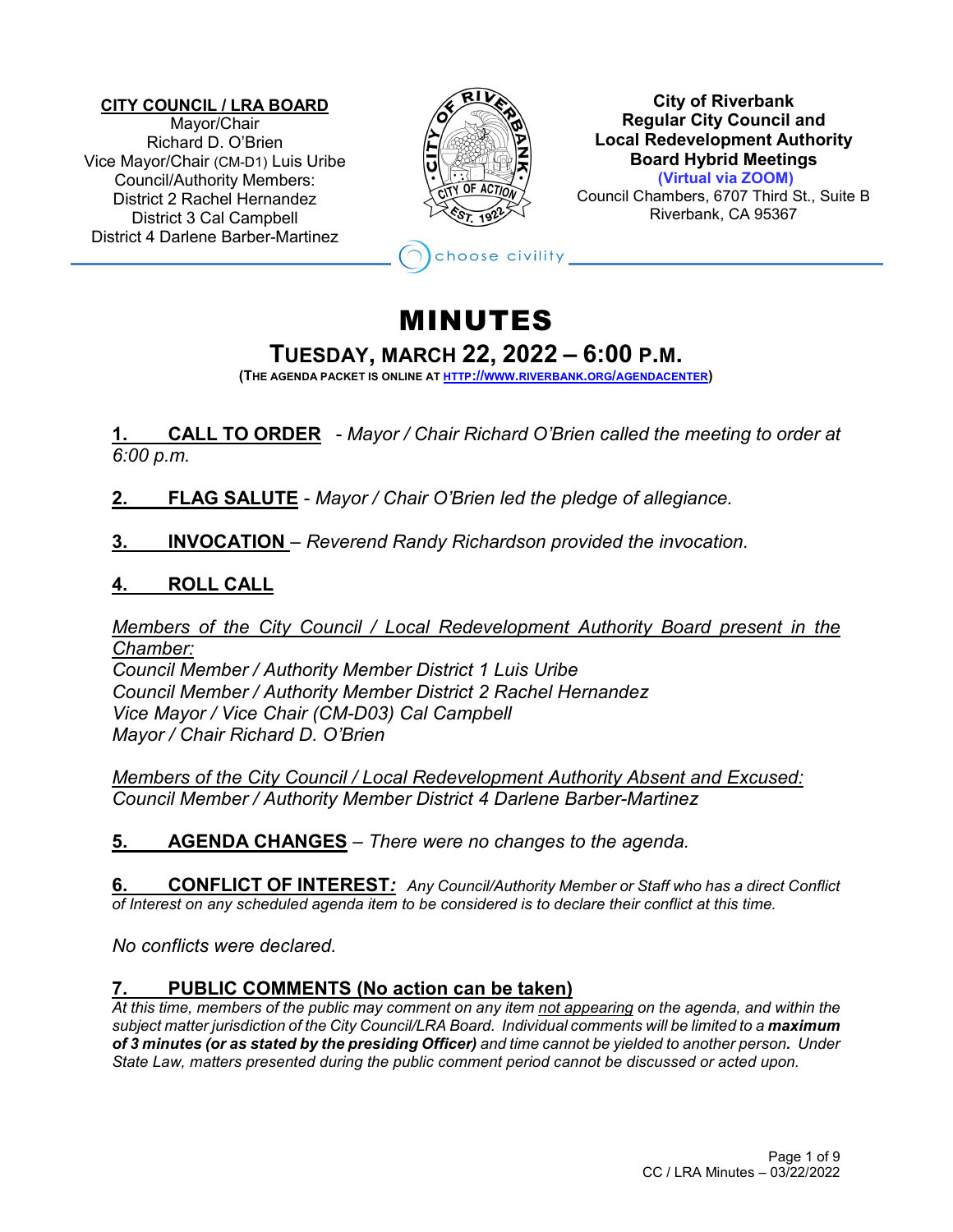**CITY COUNCIL / LRA BOARD**
Mayor/Chair
Richard D. O'Brien
Vice Mayor/Chair (CM-D1) Luis Uribe
Council/Authority Members:
District 2 Rachel Hernandez
District 3 Cal Campbell
District 4 Darlene Barber-Martinez

**City of Riverbank**
**Regular City Council and**
**Local Redevelopment Authority**
**Board Hybrid Meetings**
**(Virtual via ZOOM)**
Council Chambers, 6707 Third St., Suite B
Riverbank, CA 95367

choose civility

# MINUTES

## TUESDAY, MARCH 22, 2022 – 6:00 P.M.

**(THE AGENDA PACKET IS ONLINE AT HTTP://WWW.RIVERBANK.ORG/AGENDACENTER)**

**1. CALL TO ORDER** - *Mayor / Chair Richard O'Brien called the meeting to order at 6:00 p.m.*

**2. FLAG SALUTE** - *Mayor / Chair O'Brien led the pledge of allegiance.*

**3. INVOCATION** – *Reverend Randy Richardson provided the invocation.*

**4. ROLL CALL**

*Members of the City Council / Local Redevelopment Authority Board present in the Chamber:*
*Council Member / Authority Member District 1 Luis Uribe*
*Council Member / Authority Member District 2 Rachel Hernandez*
*Vice Mayor / Vice Chair (CM-D03) Cal Campbell*
*Mayor / Chair Richard D. O'Brien*

*Members of the City Council / Local Redevelopment Authority Absent and Excused:*
*Council Member / Authority Member District 4 Darlene Barber-Martinez*

**5. AGENDA CHANGES** – *There were no changes to the agenda.*

**6. CONFLICT OF INTEREST:** *Any Council/Authority Member or Staff who has a direct Conflict of Interest on any scheduled agenda item to be considered is to declare their conflict at this time.*

*No conflicts were declared.*

**7. PUBLIC COMMENTS (No action can be taken)**
*At this time, members of the public may comment on any item not appearing on the agenda, and within the subject matter jurisdiction of the City Council/LRA Board. Individual comments will be limited to a **maximum of 3 minutes (or as stated by the presiding Officer)** and time cannot be yielded to another person. Under State Law, matters presented during the public comment period cannot be discussed or acted upon.*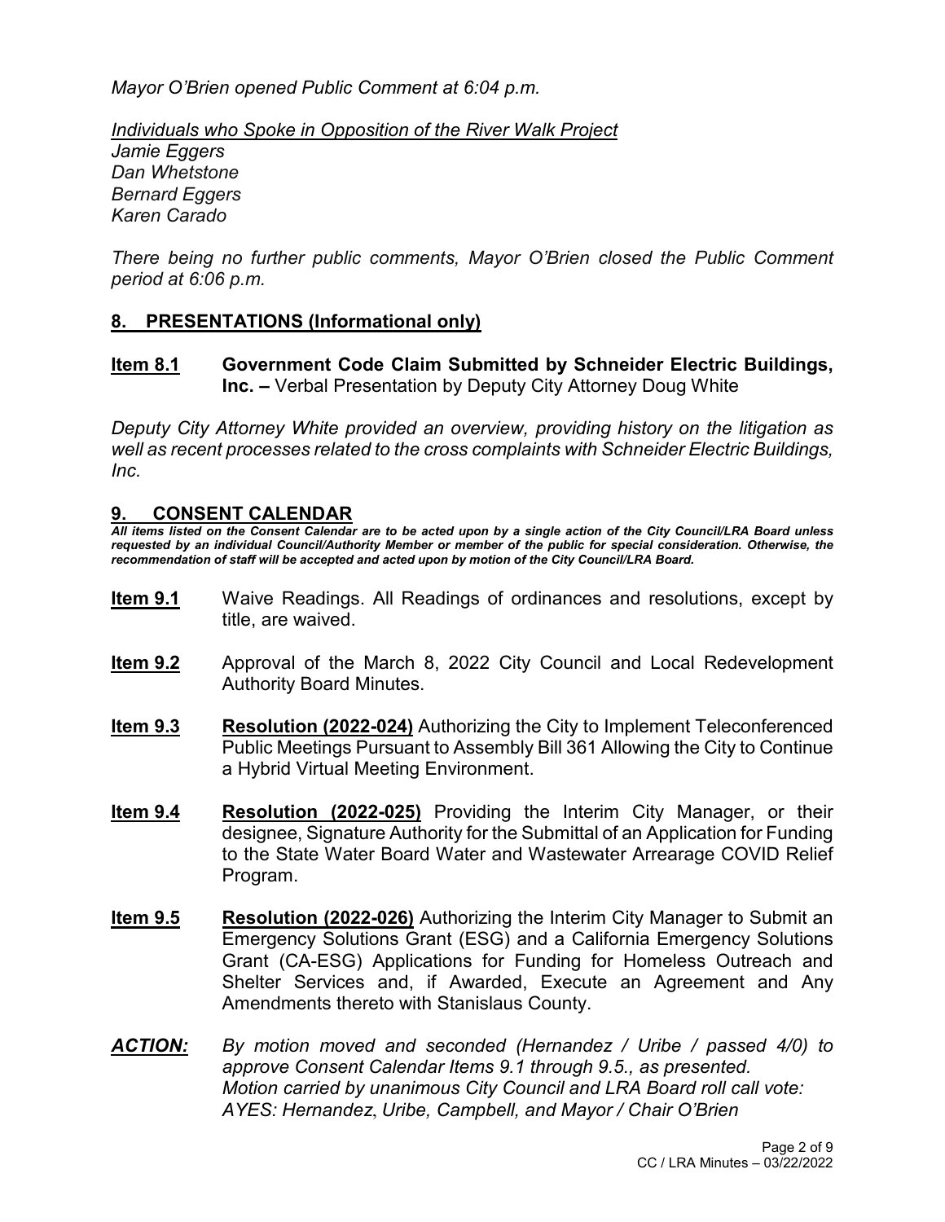*Mayor O'Brien opened Public Comment at 6:04 p.m.*

*<u>Individuals who Spoke in Opposition of the River Walk Project</u>*
*Jamie Eggers*
*Dan Whetstone*
*Bernard Eggers*
*Karen Carado*

*There being no further public comments, Mayor O'Brien closed the Public Comment period at 6:06 p.m.*

## 8. PRESENTATIONS (Informational only)

**Item 8.1** **Government Code Claim Submitted by Schneider Electric Buildings, Inc. –** Verbal Presentation by Deputy City Attorney Doug White

*Deputy City Attorney White provided an overview, providing history on the litigation as well as recent processes related to the cross complaints with Schneider Electric Buildings, Inc.*

## 9. CONSENT CALENDAR

***All items listed on the Consent Calendar are to be acted upon by a single action of the City Council/LRA Board unless requested by an individual Council/Authority Member or member of the public for special consideration. Otherwise, the recommendation of staff will be accepted and acted upon by motion of the City Council/LRA Board.***

**Item 9.1** Waive Readings. All Readings of ordinances and resolutions, except by title, are waived.

**Item 9.2** Approval of the March 8, 2022 City Council and Local Redevelopment Authority Board Minutes.

**Item 9.3** **Resolution (2022-024)** Authorizing the City to Implement Teleconferenced Public Meetings Pursuant to Assembly Bill 361 Allowing the City to Continue a Hybrid Virtual Meeting Environment.

**Item 9.4** **Resolution (2022-025)** Providing the Interim City Manager, or their designee, Signature Authority for the Submittal of an Application for Funding to the State Water Board Water and Wastewater Arrearage COVID Relief Program.

**Item 9.5** **Resolution (2022-026)** Authorizing the Interim City Manager to Submit an Emergency Solutions Grant (ESG) and a California Emergency Solutions Grant (CA-ESG) Applications for Funding for Homeless Outreach and Shelter Services and, if Awarded, Execute an Agreement and Any Amendments thereto with Stanislaus County.

***ACTION:*** *By motion moved and seconded (Hernandez / Uribe / passed 4/0) to approve Consent Calendar Items 9.1 through 9.5., as presented.*
*Motion carried by unanimous City Council and LRA Board roll call vote:*
*AYES: Hernandez, Uribe, Campbell, and Mayor / Chair O'Brien*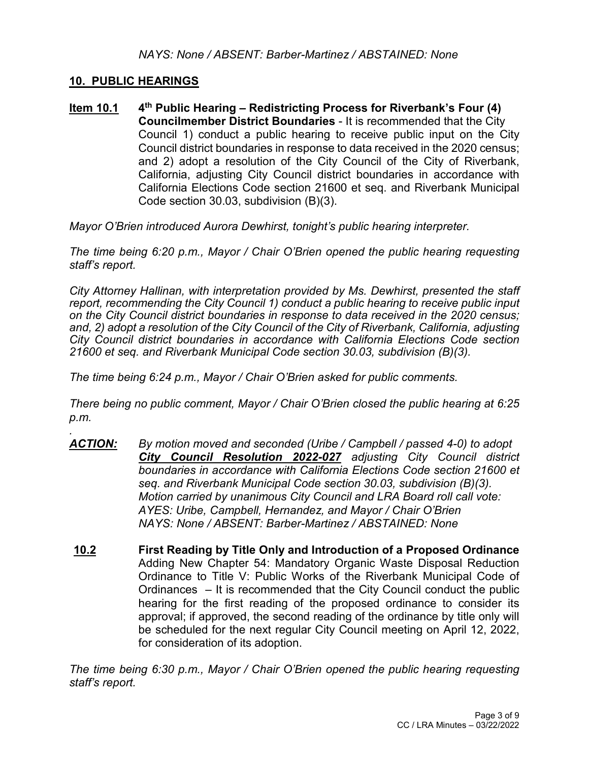*NAYS: None / ABSENT: Barber-Martinez / ABSTAINED: None*

## 10. PUBLIC HEARINGS

**Item 10.1** **4th Public Hearing – Redistricting Process for Riverbank's Four (4) Councilmember District Boundaries** - It is recommended that the City Council 1) conduct a public hearing to receive public input on the City Council district boundaries in response to data received in the 2020 census; and 2) adopt a resolution of the City Council of the City of Riverbank, California, adjusting City Council district boundaries in accordance with California Elections Code section 21600 et seq. and Riverbank Municipal Code section 30.03, subdivision (B)(3).

*Mayor O'Brien introduced Aurora Dewhirst, tonight's public hearing interpreter.*

*The time being 6:20 p.m., Mayor / Chair O'Brien opened the public hearing requesting staff's report.*

*City Attorney Hallinan, with interpretation provided by Ms. Dewhirst, presented the staff report, recommending the City Council 1) conduct a public hearing to receive public input on the City Council district boundaries in response to data received in the 2020 census; and, 2) adopt a resolution of the City Council of the City of Riverbank, California, adjusting City Council district boundaries in accordance with California Elections Code section 21600 et seq. and Riverbank Municipal Code section 30.03, subdivision (B)(3).*

*The time being 6:24 p.m., Mayor / Chair O'Brien asked for public comments.*

*There being no public comment, Mayor / Chair O'Brien closed the public hearing at 6:25 p.m.*

***ACTION:*** *By motion moved and seconded (Uribe / Campbell / passed 4-0) to adopt **City Council Resolution 2022-027** adjusting City Council district boundaries in accordance with California Elections Code section 21600 et seq. and Riverbank Municipal Code section 30.03, subdivision (B)(3).*
*Motion carried by unanimous City Council and LRA Board roll call vote:*
*AYES: Uribe, Campbell, Hernandez, and Mayor / Chair O'Brien*
*NAYS: None / ABSENT: Barber-Martinez / ABSTAINED: None*

**10.2** **First Reading by Title Only and Introduction of a Proposed Ordinance** Adding New Chapter 54: Mandatory Organic Waste Disposal Reduction Ordinance to Title V: Public Works of the Riverbank Municipal Code of Ordinances – It is recommended that the City Council conduct the public hearing for the first reading of the proposed ordinance to consider its approval; if approved, the second reading of the ordinance by title only will be scheduled for the next regular City Council meeting on April 12, 2022, for consideration of its adoption.

*The time being 6:30 p.m., Mayor / Chair O'Brien opened the public hearing requesting staff's report.*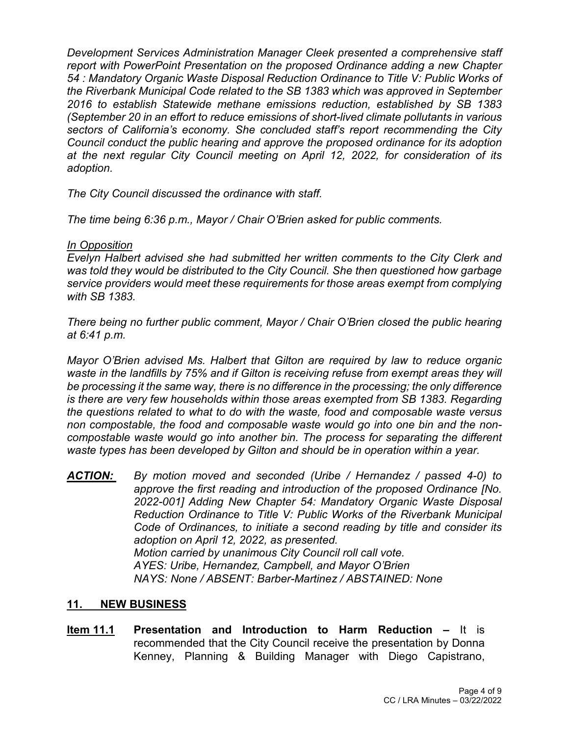*Development Services Administration Manager Cleek presented a comprehensive staff report with PowerPoint Presentation on the proposed Ordinance adding a new Chapter 54 : Mandatory Organic Waste Disposal Reduction Ordinance to Title V: Public Works of the Riverbank Municipal Code related to the SB 1383 which was approved in September 2016 to establish Statewide methane emissions reduction, established by SB 1383 (September 20 in an effort to reduce emissions of short-lived climate pollutants in various sectors of California's economy. She concluded staff's report recommending the City Council conduct the public hearing and approve the proposed ordinance for its adoption at the next regular City Council meeting on April 12, 2022, for consideration of its adoption.*

*The City Council discussed the ordinance with staff.*

*The time being 6:36 p.m., Mayor / Chair O'Brien asked for public comments.*

*<u>In Opposition</u>*
*Evelyn Halbert advised she had submitted her written comments to the City Clerk and was told they would be distributed to the City Council. She then questioned how garbage service providers would meet these requirements for those areas exempt from complying with SB 1383.*

*There being no further public comment, Mayor / Chair O'Brien closed the public hearing at 6:41 p.m.*

*Mayor O'Brien advised Ms. Halbert that Gilton are required by law to reduce organic waste in the landfills by 75% and if Gilton is receiving refuse from exempt areas they will be processing it the same way, there is no difference in the processing; the only difference is there are very few households within those areas exempted from SB 1383. Regarding the questions related to what to do with the waste, food and composable waste versus non compostable, the food and composable waste would go into one bin and the non-compostable waste would go into another bin. The process for separating the different waste types has been developed by Gilton and should be in operation within a year.*

***<u>ACTION:</u>*** *By motion moved and seconded (Uribe / Hernandez / passed 4-0) to approve the first reading and introduction of the proposed Ordinance [No. 2022-001] Adding New Chapter 54: Mandatory Organic Waste Disposal Reduction Ordinance to Title V: Public Works of the Riverbank Municipal Code of Ordinances, to initiate a second reading by title and consider its adoption on April 12, 2022, as presented.*
*Motion carried by unanimous City Council roll call vote.*
*AYES: Uribe, Hernandez, Campbell, and Mayor O'Brien*
*NAYS: None / ABSENT: Barber-Martinez / ABSTAINED: None*

## <u>11. NEW BUSINESS</u>

**<u>Item 11.1</u> Presentation and Introduction to Harm Reduction –** It is recommended that the City Council receive the presentation by Donna Kenney, Planning & Building Manager with Diego Capistrano,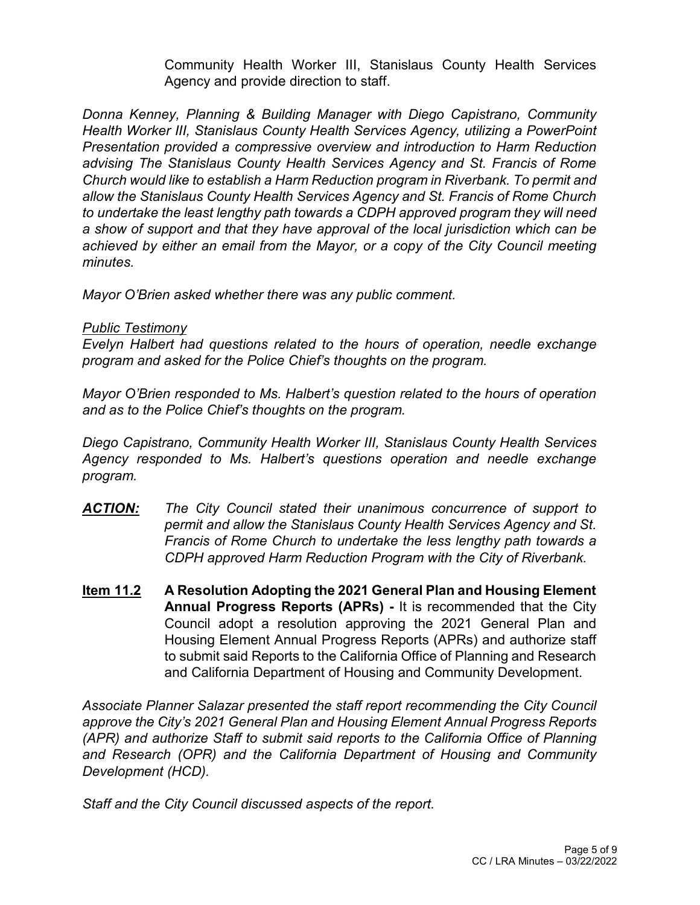Community Health Worker III, Stanislaus County Health Services Agency and provide direction to staff.

*Donna Kenney, Planning & Building Manager with Diego Capistrano, Community Health Worker III, Stanislaus County Health Services Agency, utilizing a PowerPoint Presentation provided a compressive overview and introduction to Harm Reduction advising The Stanislaus County Health Services Agency and St. Francis of Rome Church would like to establish a Harm Reduction program in Riverbank. To permit and allow the Stanislaus County Health Services Agency and St. Francis of Rome Church to undertake the least lengthy path towards a CDPH approved program they will need a show of support and that they have approval of the local jurisdiction which can be achieved by either an email from the Mayor, or a copy of the City Council meeting minutes.*

*Mayor O'Brien asked whether there was any public comment.*

*<u>Public Testimony</u>*
*Evelyn Halbert had questions related to the hours of operation, needle exchange program and asked for the Police Chief's thoughts on the program.*

*Mayor O'Brien responded to Ms. Halbert's question related to the hours of operation and as to the Police Chief's thoughts on the program.*

*Diego Capistrano, Community Health Worker III, Stanislaus County Health Services Agency responded to Ms. Halbert's questions operation and needle exchange program.*

***<u>ACTION:</u>*** *The City Council stated their unanimous concurrence of support to permit and allow the Stanislaus County Health Services Agency and St. Francis of Rome Church to undertake the less lengthy path towards a CDPH approved Harm Reduction Program with the City of Riverbank.*

**<u>Item 11.2</u>** **A Resolution Adopting the 2021 General Plan and Housing Element Annual Progress Reports (APRs) -** It is recommended that the City Council adopt a resolution approving the 2021 General Plan and Housing Element Annual Progress Reports (APRs) and authorize staff to submit said Reports to the California Office of Planning and Research and California Department of Housing and Community Development.

*Associate Planner Salazar presented the staff report recommending the City Council approve the City's 2021 General Plan and Housing Element Annual Progress Reports (APR) and authorize Staff to submit said reports to the California Office of Planning and Research (OPR) and the California Department of Housing and Community Development (HCD).*

*Staff and the City Council discussed aspects of the report.*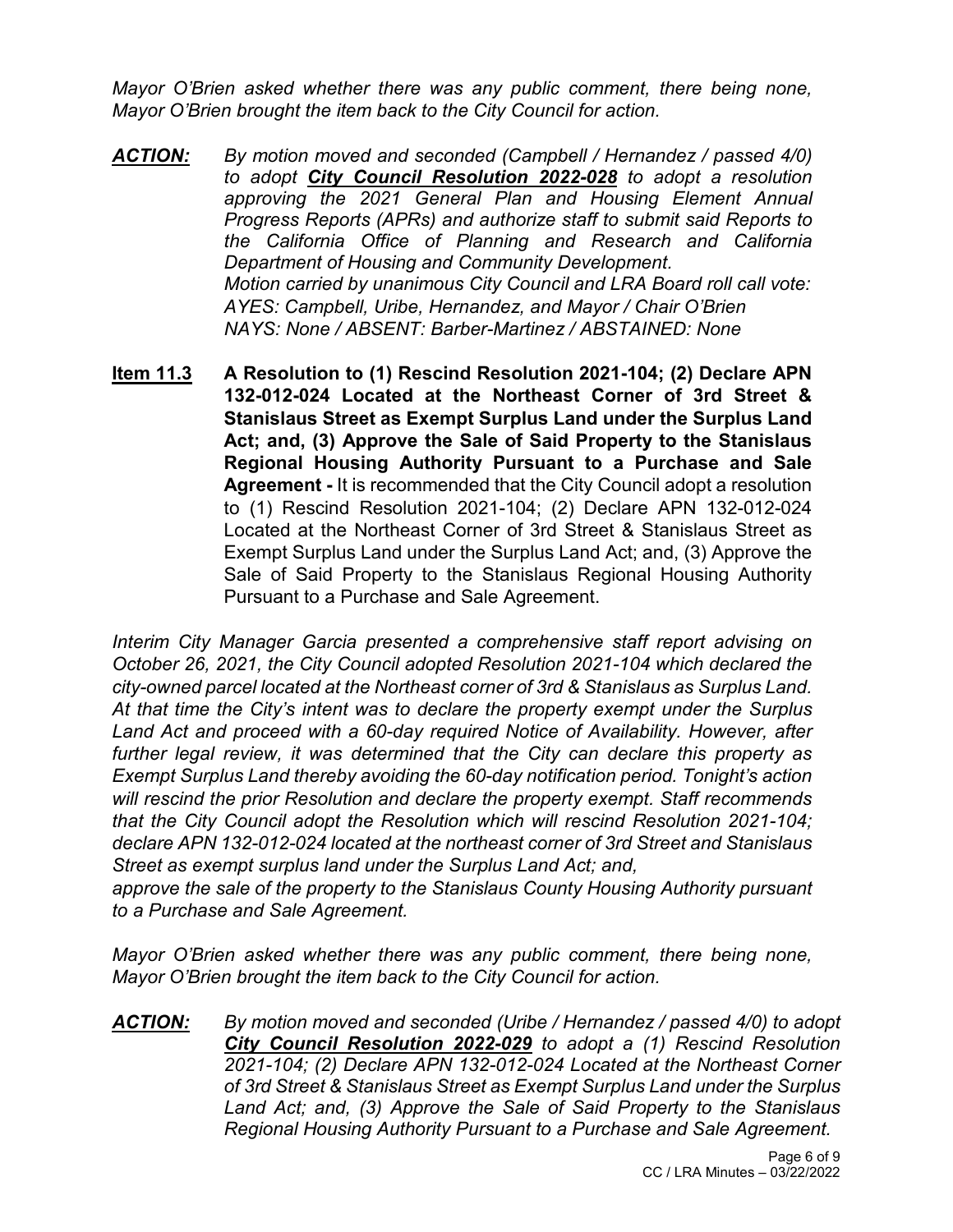*Mayor O'Brien asked whether there was any public comment, there being none, Mayor O'Brien brought the item back to the City Council for action.*

***ACTION:*** *By motion moved and seconded (Campbell / Hernandez / passed 4/0) to adopt **City Council Resolution 2022-028** to adopt a resolution approving the 2021 General Plan and Housing Element Annual Progress Reports (APRs) and authorize staff to submit said Reports to the California Office of Planning and Research and California Department of Housing and Community Development.*
*Motion carried by unanimous City Council and LRA Board roll call vote:*
*AYES: Campbell, Uribe, Hernandez, and Mayor / Chair O'Brien*
*NAYS: None / ABSENT: Barber-Martinez / ABSTAINED: None*

**Item 11.3** **A Resolution to (1) Rescind Resolution 2021-104; (2) Declare APN 132-012-024 Located at the Northeast Corner of 3rd Street & Stanislaus Street as Exempt Surplus Land under the Surplus Land Act; and, (3) Approve the Sale of Said Property to the Stanislaus Regional Housing Authority Pursuant to a Purchase and Sale Agreement -** It is recommended that the City Council adopt a resolution to (1) Rescind Resolution 2021-104; (2) Declare APN 132-012-024 Located at the Northeast Corner of 3rd Street & Stanislaus Street as Exempt Surplus Land under the Surplus Land Act; and, (3) Approve the Sale of Said Property to the Stanislaus Regional Housing Authority Pursuant to a Purchase and Sale Agreement.

*Interim City Manager Garcia presented a comprehensive staff report advising on October 26, 2021, the City Council adopted Resolution 2021-104 which declared the city-owned parcel located at the Northeast corner of 3rd & Stanislaus as Surplus Land. At that time the City's intent was to declare the property exempt under the Surplus Land Act and proceed with a 60-day required Notice of Availability. However, after further legal review, it was determined that the City can declare this property as Exempt Surplus Land thereby avoiding the 60-day notification period. Tonight's action will rescind the prior Resolution and declare the property exempt. Staff recommends that the City Council adopt the Resolution which will rescind Resolution 2021-104; declare APN 132-012-024 located at the northeast corner of 3rd Street and Stanislaus Street as exempt surplus land under the Surplus Land Act; and,*
*approve the sale of the property to the Stanislaus County Housing Authority pursuant to a Purchase and Sale Agreement.*

*Mayor O'Brien asked whether there was any public comment, there being none, Mayor O'Brien brought the item back to the City Council for action.*

***ACTION:*** *By motion moved and seconded (Uribe / Hernandez / passed 4/0) to adopt **City Council Resolution 2022-029** to adopt a (1) Rescind Resolution 2021-104; (2) Declare APN 132-012-024 Located at the Northeast Corner of 3rd Street & Stanislaus Street as Exempt Surplus Land under the Surplus Land Act; and, (3) Approve the Sale of Said Property to the Stanislaus Regional Housing Authority Pursuant to a Purchase and Sale Agreement.*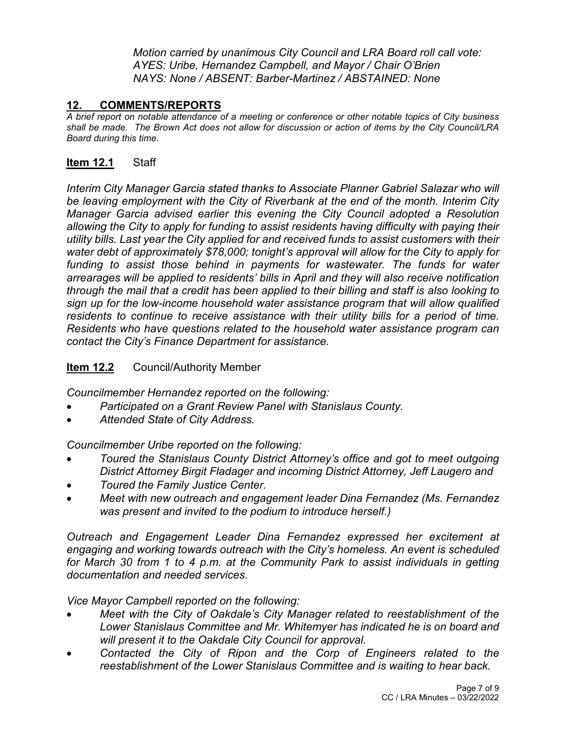*Motion carried by unanimous City Council and LRA Board roll call vote:*
*AYES: Uribe, Hernandez Campbell, and Mayor / Chair O'Brien*
*NAYS: None / ABSENT: Barber-Martinez / ABSTAINED: None*

## 12. COMMENTS/REPORTS

*A brief report on notable attendance of a meeting or conference or other notable topics of City business shall be made. The Brown Act does not allow for discussion or action of items by the City Council/LRA Board during this time.*

### **Item 12.1** Staff

*Interim City Manager Garcia stated thanks to Associate Planner Gabriel Salazar who will be leaving employment with the City of Riverbank at the end of the month. Interim City Manager Garcia advised earlier this evening the City Council adopted a Resolution allowing the City to apply for funding to assist residents having difficulty with paying their utility bills. Last year the City applied for and received funds to assist customers with their water debt of approximately $78,000; tonight's approval will allow for the City to apply for funding to assist those behind in payments for wastewater. The funds for water arrearages will be applied to residents' bills in April and they will also receive notification through the mail that a credit has been applied to their billing and staff is also looking to sign up for the low-income household water assistance program that will allow qualified residents to continue to receive assistance with their utility bills for a period of time. Residents who have questions related to the household water assistance program can contact the City's Finance Department for assistance.*

### **Item 12.2** Council/Authority Member

*Councilmember Hernandez reported on the following:*

- *Participated on a Grant Review Panel with Stanislaus County.*
- *Attended State of City Address.*

*Councilmember Uribe reported on the following:*

- *Toured the Stanislaus County District Attorney's office and got to meet outgoing District Attorney Birgit Fladager and incoming District Attorney, Jeff Laugero and*
- *Toured the Family Justice Center.*
- *Meet with new outreach and engagement leader Dina Fernandez (Ms. Fernandez was present and invited to the podium to introduce herself.)*

*Outreach and Engagement Leader Dina Fernandez expressed her excitement at engaging and working towards outreach with the City's homeless. An event is scheduled for March 30 from 1 to 4 p.m. at the Community Park to assist individuals in getting documentation and needed services.*

*Vice Mayor Campbell reported on the following:*

- *Meet with the City of Oakdale's City Manager related to reestablishment of the Lower Stanislaus Committee and Mr. Whitemyer has indicated he is on board and will present it to the Oakdale City Council for approval.*
- *Contacted the City of Ripon and the Corp of Engineers related to the reestablishment of the Lower Stanislaus Committee and is waiting to hear back.*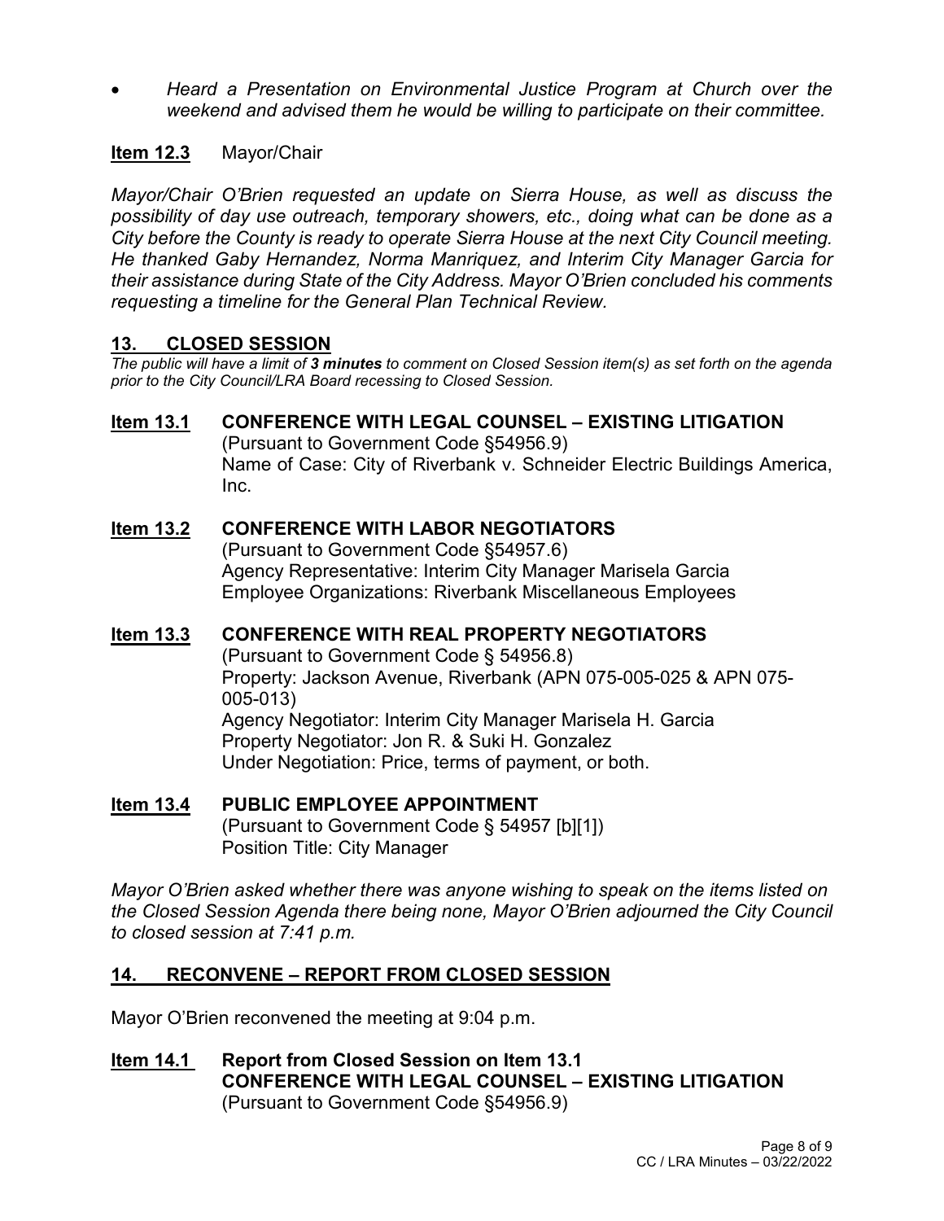- *Heard a Presentation on Environmental Justice Program at Church over the weekend and advised them he would be willing to participate on their committee.*

**Item 12.3** Mayor/Chair

*Mayor/Chair O'Brien requested an update on Sierra House, as well as discuss the possibility of day use outreach, temporary showers, etc., doing what can be done as a City before the County is ready to operate Sierra House at the next City Council meeting. He thanked Gaby Hernandez, Norma Manriquez, and Interim City Manager Garcia for their assistance during State of the City Address. Mayor O'Brien concluded his comments requesting a timeline for the General Plan Technical Review.*

## 13. CLOSED SESSION

*The public will have a limit of **3 minutes** to comment on Closed Session item(s) as set forth on the agenda prior to the City Council/LRA Board recessing to Closed Session.*

**Item 13.1 CONFERENCE WITH LEGAL COUNSEL – EXISTING LITIGATION**
(Pursuant to Government Code §54956.9)
Name of Case: City of Riverbank v. Schneider Electric Buildings America, Inc.

**Item 13.2 CONFERENCE WITH LABOR NEGOTIATORS**
(Pursuant to Government Code §54957.6)
Agency Representative: Interim City Manager Marisela Garcia
Employee Organizations: Riverbank Miscellaneous Employees

**Item 13.3 CONFERENCE WITH REAL PROPERTY NEGOTIATORS**
(Pursuant to Government Code § 54956.8)
Property: Jackson Avenue, Riverbank (APN 075-005-025 & APN 075-005-013)
Agency Negotiator: Interim City Manager Marisela H. Garcia
Property Negotiator: Jon R. & Suki H. Gonzalez
Under Negotiation: Price, terms of payment, or both.

**Item 13.4 PUBLIC EMPLOYEE APPOINTMENT**
(Pursuant to Government Code § 54957 [b][1])
Position Title: City Manager

*Mayor O'Brien asked whether there was anyone wishing to speak on the items listed on the Closed Session Agenda there being none, Mayor O'Brien adjourned the City Council to closed session at 7:41 p.m.*

## 14. RECONVENE – REPORT FROM CLOSED SESSION

Mayor O'Brien reconvened the meeting at 9:04 p.m.

**Item 14.1 Report from Closed Session on Item 13.1**
**CONFERENCE WITH LEGAL COUNSEL – EXISTING LITIGATION**
(Pursuant to Government Code §54956.9)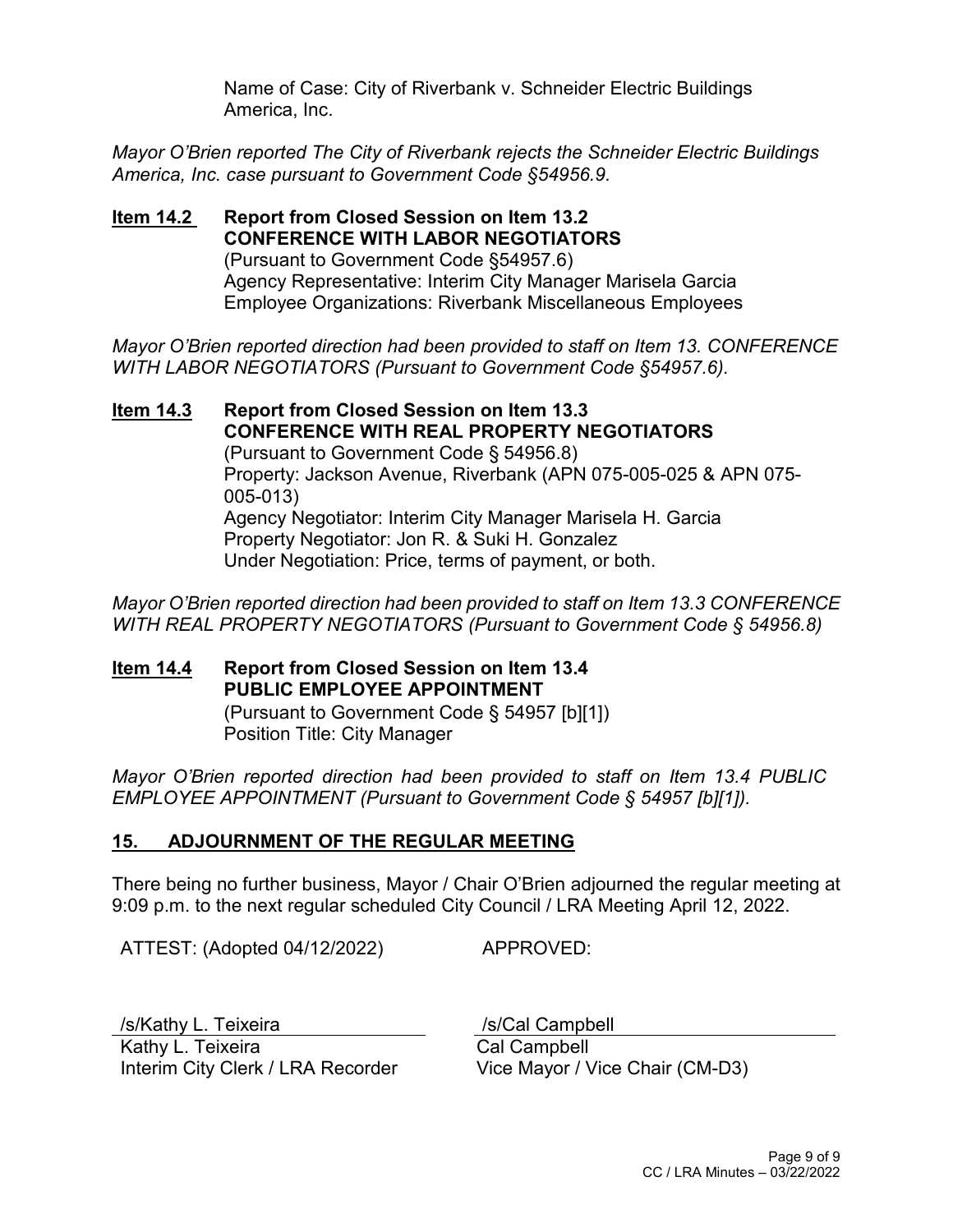Name of Case: City of Riverbank v. Schneider Electric Buildings America, Inc.

*Mayor O'Brien reported The City of Riverbank rejects the Schneider Electric Buildings America, Inc. case pursuant to Government Code §54956.9.*

**Item 14.2 Report from Closed Session on Item 13.2**
**CONFERENCE WITH LABOR NEGOTIATORS**
(Pursuant to Government Code §54957.6)
Agency Representative: Interim City Manager Marisela Garcia
Employee Organizations: Riverbank Miscellaneous Employees

*Mayor O'Brien reported direction had been provided to staff on Item 13. CONFERENCE WITH LABOR NEGOTIATORS (Pursuant to Government Code §54957.6).*

**Item 14.3 Report from Closed Session on Item 13.3**
**CONFERENCE WITH REAL PROPERTY NEGOTIATORS**
(Pursuant to Government Code § 54956.8)
Property: Jackson Avenue, Riverbank (APN 075-005-025 & APN 075-005-013)
Agency Negotiator: Interim City Manager Marisela H. Garcia
Property Negotiator: Jon R. & Suki H. Gonzalez
Under Negotiation: Price, terms of payment, or both.

*Mayor O'Brien reported direction had been provided to staff on Item 13.3 CONFERENCE WITH REAL PROPERTY NEGOTIATORS (Pursuant to Government Code § 54956.8)*

**Item 14.4 Report from Closed Session on Item 13.4**
**PUBLIC EMPLOYEE APPOINTMENT**
(Pursuant to Government Code § 54957 [b][1])
Position Title: City Manager

*Mayor O'Brien reported direction had been provided to staff on Item 13.4 PUBLIC EMPLOYEE APPOINTMENT (Pursuant to Government Code § 54957 [b][1]).*

## 15. ADJOURNMENT OF THE REGULAR MEETING

There being no further business, Mayor / Chair O'Brien adjourned the regular meeting at 9:09 p.m. to the next regular scheduled City Council / LRA Meeting April 12, 2022.

ATTEST: (Adopted 04/12/2022)

/s/Kathy L. Teixeira
Kathy L. Teixeira
Interim City Clerk / LRA Recorder

APPROVED:

/s/Cal Campbell
Cal Campbell
Vice Mayor / Vice Chair (CM-D3)